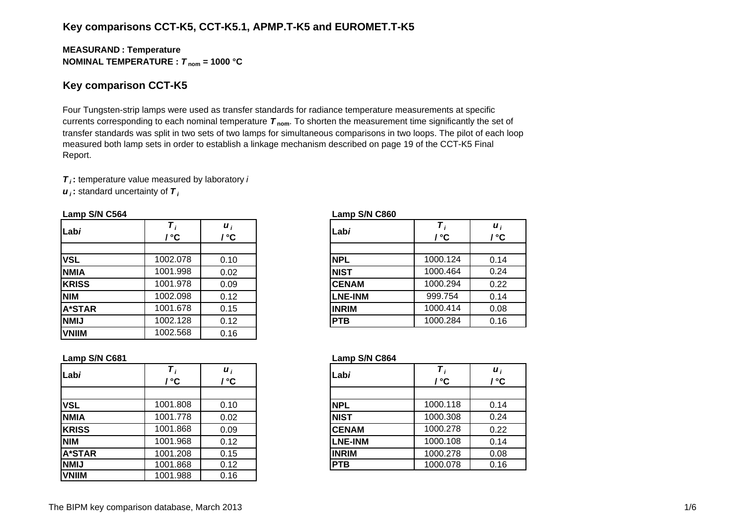## Key comparisons CCT-K5, CCT-K5.1, APMP.T-K5 and EUROMET.T-K5

**MEASURAND : Temperature**
**NOMINAL TEMPERATURE : $T_{nom}$ = 1000 °C**

## Key comparison CCT-K5

Four Tungsten-strip lamps were used as transfer standards for radiance temperature measurements at specific currents corresponding to each nominal temperature $T_{nom}$. To shorten the measurement time significantly the set of transfer standards was split in two sets of two lamps for simultaneous comparisons in two loops. The pilot of each loop measured both lamp sets in order to establish a linkage mechanism described on page 19 of the CCT-K5 Final Report.

$T_i$ **:** temperature value measured by laboratory *i*
$u_i$ **:** standard uncertainty of $T_i$

**Lamp S/N C564**

| Lab*i* | $T_i$ / °C | $u_i$ / °C |
|---|---|---|
| | | |
| **VSL** | 1002.078 | 0.10 |
| **NMIA** | 1001.998 | 0.02 |
| **KRISS** | 1001.978 | 0.09 |
| **NIM** | 1002.098 | 0.12 |
| **A*STAR** | 1001.678 | 0.15 |
| **NMIJ** | 1002.128 | 0.12 |
| **VNIIM** | 1002.568 | 0.16 |

**Lamp S/N C860**

| Lab*i* | $T_i$ / °C | $u_i$ / °C |
|---|---|---|
| | | |
| **NPL** | 1000.124 | 0.14 |
| **NIST** | 1000.464 | 0.24 |
| **CENAM** | 1000.294 | 0.22 |
| **LNE-INM** | 999.754 | 0.14 |
| **INRIM** | 1000.414 | 0.08 |
| **PTB** | 1000.284 | 0.16 |

**Lamp S/N C681**

| Lab*i* | $T_i$ / °C | $u_i$ / °C |
|---|---|---|
| | | |
| **VSL** | 1001.808 | 0.10 |
| **NMIA** | 1001.778 | 0.02 |
| **KRISS** | 1001.868 | 0.09 |
| **NIM** | 1001.968 | 0.12 |
| **A*STAR** | 1001.208 | 0.15 |
| **NMIJ** | 1001.868 | 0.12 |
| **VNIIM** | 1001.988 | 0.16 |

**Lamp S/N C864**

| Lab*i* | $T_i$ / °C | $u_i$ / °C |
|---|---|---|
| | | |
| **NPL** | 1000.118 | 0.14 |
| **NIST** | 1000.308 | 0.24 |
| **CENAM** | 1000.278 | 0.22 |
| **LNE-INM** | 1000.108 | 0.14 |
| **INRIM** | 1000.278 | 0.08 |
| **PTB** | 1000.078 | 0.16 |

The BIPM key comparison database, March 2013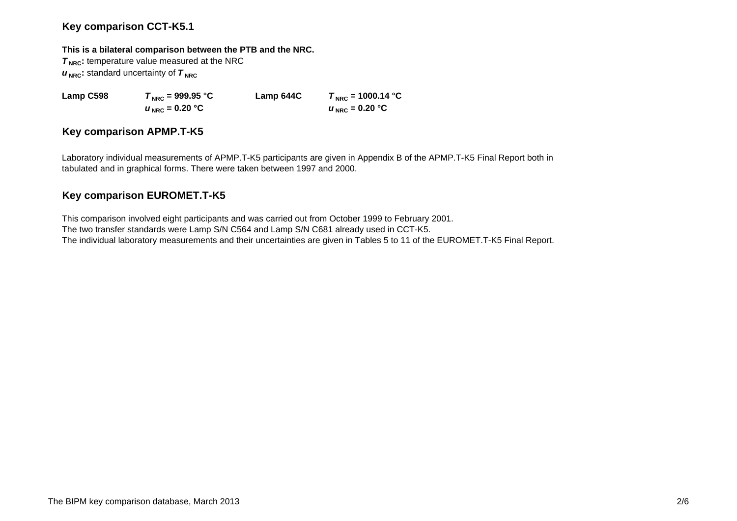## Key comparison CCT-K5.1

**This is a bilateral comparison between the PTB and the NRC.**

$T_{NRC}$: temperature value measured at the NRC

$u_{NRC}$: standard uncertainty of $T_{NRC}$

| | | | |
|---|---|---|---|
| **Lamp C598** | $T_{NRC}$ **= 999.95 °C** | **Lamp 644C** | $T_{NRC}$ **= 1000.14 °C** |
| | $u_{NRC}$ **= 0.20 °C** | | $u_{NRC}$ **= 0.20 °C** |

## Key comparison APMP.T-K5

Laboratory individual measurements of APMP.T-K5 participants are given in Appendix B of the APMP.T-K5 Final Report both in tabulated and in graphical forms. There were taken between 1997 and 2000.

## Key comparison EUROMET.T-K5

This comparison involved eight participants and was carried out from October 1999 to February 2001.
The two transfer standards were Lamp S/N C564 and Lamp S/N C681 already used in CCT-K5.
The individual laboratory measurements and their uncertainties are given in Tables 5 to 11 of the EUROMET.T-K5 Final Report.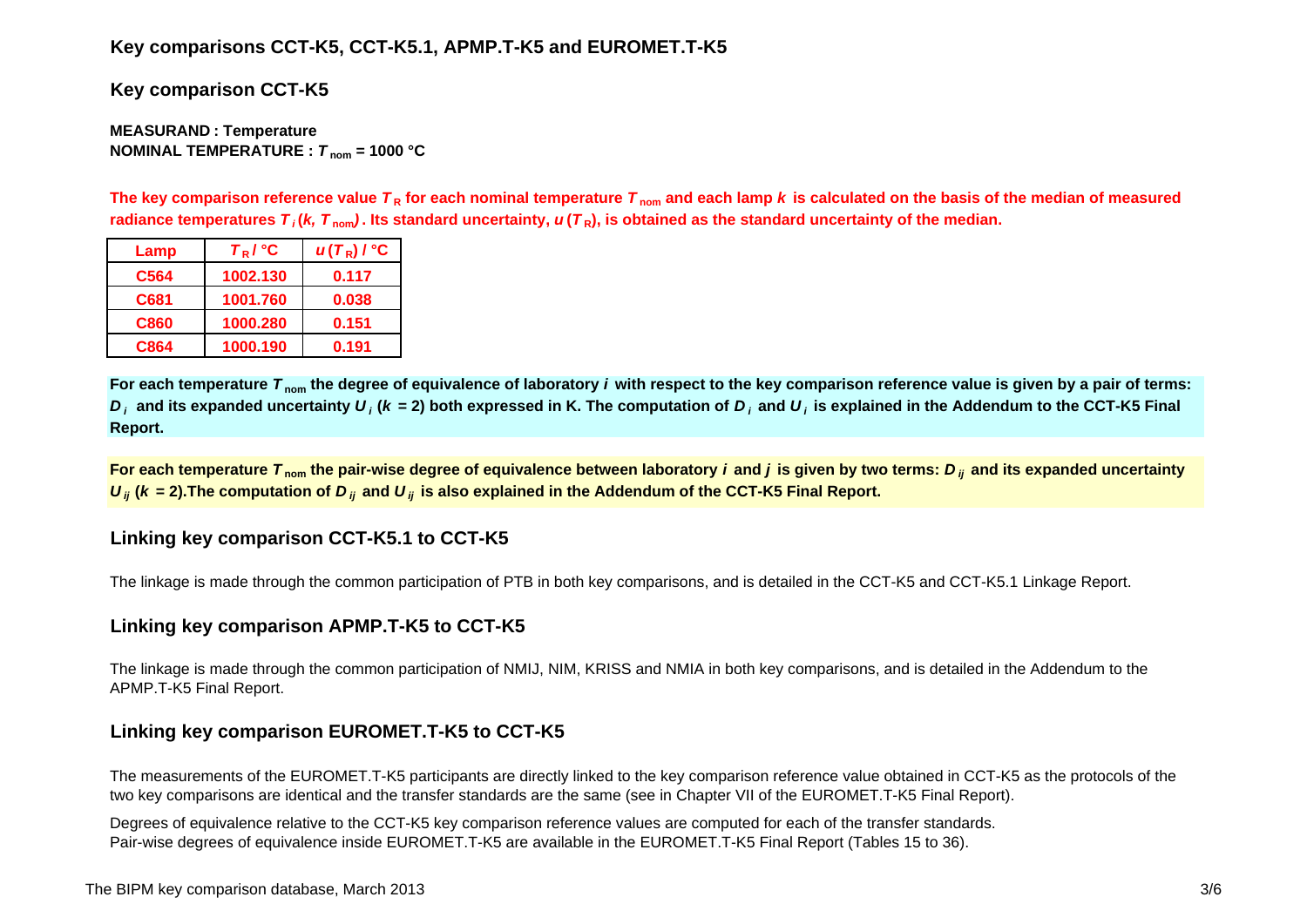## Key comparisons CCT-K5, CCT-K5.1, APMP.T-K5 and EUROMET.T-K5

## Key comparison CCT-K5

**MEASURAND : Temperature**
**NOMINAL TEMPERATURE : $T_{\mathrm{nom}}$ = 1000 °C**

**The key comparison reference value $T_R$ for each nominal temperature $T_{\mathrm{nom}}$ and each lamp $k$ is calculated on the basis of the median of measured radiance temperatures $T_i(k, T_{\mathrm{nom}})$. Its standard uncertainty, $u(T_R)$, is obtained as the standard uncertainty of the median.**

| Lamp | $T_R$ / °C | $u(T_R)$ / °C |
|---|---|---|
| C564 | 1002.130 | 0.117 |
| C681 | 1001.760 | 0.038 |
| C860 | 1000.280 | 0.151 |
| C864 | 1000.190 | 0.191 |

**For each temperature $T_{\mathrm{nom}}$ the degree of equivalence of laboratory $i$ with respect to the key comparison reference value is given by a pair of terms: $D_i$ and its expanded uncertainty $U_i$ ($k$ = 2) both expressed in K. The computation of $D_i$ and $U_i$ is explained in the Addendum to the CCT-K5 Final Report.**

**For each temperature $T_{\mathrm{nom}}$ the pair-wise degree of equivalence between laboratory $i$ and $j$ is given by two terms: $D_{ij}$ and its expanded uncertainty $U_{ij}$ ($k$ = 2).The computation of $D_{ij}$ and $U_{ij}$ is also explained in the Addendum of the CCT-K5 Final Report.**

## Linking key comparison CCT-K5.1 to CCT-K5

The linkage is made through the common participation of PTB in both key comparisons, and is detailed in the CCT-K5 and CCT-K5.1 Linkage Report.

## Linking key comparison APMP.T-K5 to CCT-K5

The linkage is made through the common participation of NMIJ, NIM, KRISS and NMIA in both key comparisons, and is detailed in the Addendum to the APMP.T-K5 Final Report.

## Linking key comparison EUROMET.T-K5 to CCT-K5

The measurements of the EUROMET.T-K5 participants are directly linked to the key comparison reference value obtained in CCT-K5 as the protocols of the two key comparisons are identical and the transfer standards are the same (see in Chapter VII of the EUROMET.T-K5 Final Report).

Degrees of equivalence relative to the CCT-K5 key comparison reference values are computed for each of the transfer standards.
Pair-wise degrees of equivalence inside EUROMET.T-K5 are available in the EUROMET.T-K5 Final Report (Tables 15 to 36).

The BIPM key comparison database, March 2013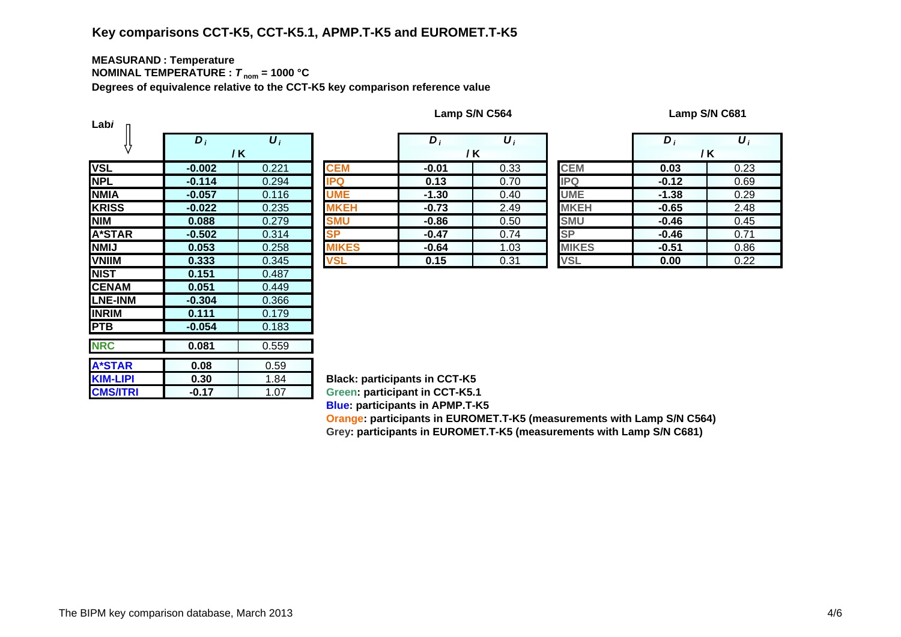# Key comparisons CCT-K5, CCT-K5.1, APMP.T-K5 and EUROMET.T-K5

**MEASURAND : Temperature**

**NOMINAL TEMPERATURE : $T_{nom}$ = 1000 °C**

**Degrees of equivalence relative to the CCT-K5 key comparison reference value**

| Lab $i$ | $D_i$ / K | $U_i$ / K |
|---|---|---|
| VSL | -0.002 | 0.221 |
| NPL | -0.114 | 0.294 |
| NMIA | -0.057 | 0.116 |
| KRISS | -0.022 | 0.235 |
| NIM | 0.088 | 0.279 |
| A*STAR | -0.502 | 0.314 |
| NMIJ | 0.053 | 0.258 |
| VNIIM | 0.333 | 0.345 |
| NIST | 0.151 | 0.487 |
| CENAM | 0.051 | 0.449 |
| LNE-INM | -0.304 | 0.366 |
| INRIM | 0.111 | 0.179 |
| PTB | -0.054 | 0.183 |
| NRC | 0.081 | 0.559 |
| A*STAR | 0.08 | 0.59 |
| KIM-LIPI | 0.30 | 1.84 |
| CMS/ITRI | -0.17 | 1.07 |

**Lamp S/N C564**

| Lab $i$ | $D_i$ / K | $U_i$ / K |
|---|---|---|
| CEM | -0.01 | 0.33 |
| IPQ | 0.13 | 0.70 |
| UME | -1.30 | 0.40 |
| MKEH | -0.73 | 2.49 |
| SMU | -0.86 | 0.50 |
| SP | -0.47 | 0.74 |
| MIKES | -0.64 | 1.03 |
| VSL | 0.15 | 0.31 |

**Lamp S/N C681**

| Lab $i$ | $D_i$ / K | $U_i$ / K |
|---|---|---|
| CEM | 0.03 | 0.23 |
| IPQ | -0.12 | 0.69 |
| UME | -1.38 | 0.29 |
| MKEH | -0.65 | 2.48 |
| SMU | -0.46 | 0.45 |
| SP | -0.46 | 0.71 |
| MIKES | -0.51 | 0.86 |
| VSL | 0.00 | 0.22 |

**Black: participants in CCT-K5**

**Green: participant in CCT-K5.1**

**Blue: participants in APMP.T-K5**

**Orange: participants in EUROMET.T-K5 (measurements with Lamp S/N C564)**

**Grey: participants in EUROMET.T-K5 (measurements with Lamp S/N C681)**

The BIPM key comparison database, March 2013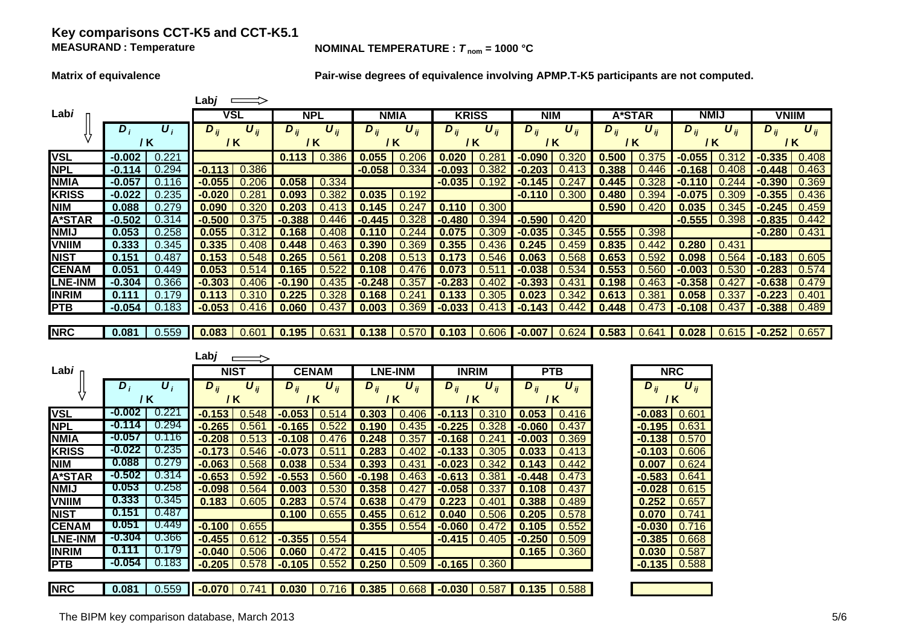## Key comparisons CCT-K5 and CCT-K5.1

**MEASURAND : Temperature**

**NOMINAL TEMPERATURE : $T_{nom}$ = 1000 °C**

**Matrix of equivalence**

**Pair-wise degrees of equivalence involving APMP.T-K5 participants are not computed.**

| Lab*i* ↓ / Lab*j* → | $D_i$ / K | $U_i$ / K | VSL $D_{ij}$ / K | VSL $U_{ij}$ / K | NPL $D_{ij}$ / K | NPL $U_{ij}$ / K | NMIA $D_{ij}$ / K | NMIA $U_{ij}$ / K | KRISS $D_{ij}$ / K | KRISS $U_{ij}$ / K | NIM $D_{ij}$ / K | NIM $U_{ij}$ / K | A*STAR $D_{ij}$ / K | A*STAR $U_{ij}$ / K | NMIJ $D_{ij}$ / K | NMIJ $U_{ij}$ / K | VNIIM $D_{ij}$ / K | VNIIM $U_{ij}$ / K |
|---|---|---|---|---|---|---|---|---|---|---|---|---|---|---|---|---|---|---|
| **VSL** | -0.002 | 0.221 | | | 0.113 | 0.386 | 0.055 | 0.206 | 0.020 | 0.281 | -0.090 | 0.320 | 0.500 | 0.375 | -0.055 | 0.312 | -0.335 | 0.408 |
| **NPL** | -0.114 | 0.294 | -0.113 | 0.386 | | | -0.058 | 0.334 | -0.093 | 0.382 | -0.203 | 0.413 | 0.388 | 0.446 | -0.168 | 0.408 | -0.448 | 0.463 |
| **NMIA** | -0.057 | 0.116 | -0.055 | 0.206 | 0.058 | 0.334 | | | -0.035 | 0.192 | -0.145 | 0.247 | 0.445 | 0.328 | -0.110 | 0.244 | -0.390 | 0.369 |
| **KRISS** | -0.022 | 0.235 | -0.020 | 0.281 | 0.093 | 0.382 | 0.035 | 0.192 | | | -0.110 | 0.300 | 0.480 | 0.394 | -0.075 | 0.309 | -0.355 | 0.436 |
| **NIM** | 0.088 | 0.279 | 0.090 | 0.320 | 0.203 | 0.413 | 0.145 | 0.247 | 0.110 | 0.300 | | | 0.590 | 0.420 | 0.035 | 0.345 | -0.245 | 0.459 |
| **A*STAR** | -0.502 | 0.314 | -0.500 | 0.375 | -0.388 | 0.446 | -0.445 | 0.328 | -0.480 | 0.394 | -0.590 | 0.420 | | | -0.555 | 0.398 | -0.835 | 0.442 |
| **NMIJ** | 0.053 | 0.258 | 0.055 | 0.312 | 0.168 | 0.408 | 0.110 | 0.244 | 0.075 | 0.309 | -0.035 | 0.345 | 0.555 | 0.398 | | | -0.280 | 0.431 |
| **VNIIM** | 0.333 | 0.345 | 0.335 | 0.408 | 0.448 | 0.463 | 0.390 | 0.369 | 0.355 | 0.436 | 0.245 | 0.459 | 0.835 | 0.442 | 0.280 | 0.431 | | |
| **NIST** | 0.151 | 0.487 | 0.153 | 0.548 | 0.265 | 0.561 | 0.208 | 0.513 | 0.173 | 0.546 | 0.063 | 0.568 | 0.653 | 0.592 | 0.098 | 0.564 | -0.183 | 0.605 |
| **CENAM** | 0.051 | 0.449 | 0.053 | 0.514 | 0.165 | 0.522 | 0.108 | 0.476 | 0.073 | 0.511 | -0.038 | 0.534 | 0.553 | 0.560 | -0.003 | 0.530 | -0.283 | 0.574 |
| **LNE-INM** | -0.304 | 0.366 | -0.303 | 0.406 | -0.190 | 0.435 | -0.248 | 0.357 | -0.283 | 0.402 | -0.393 | 0.431 | 0.198 | 0.463 | -0.358 | 0.427 | -0.638 | 0.479 |
| **INRIM** | 0.111 | 0.179 | 0.113 | 0.310 | 0.225 | 0.328 | 0.168 | 0.241 | 0.133 | 0.305 | 0.023 | 0.342 | 0.613 | 0.381 | 0.058 | 0.337 | -0.223 | 0.401 |
| **PTB** | -0.054 | 0.183 | -0.053 | 0.416 | 0.060 | 0.437 | 0.003 | 0.369 | -0.033 | 0.413 | -0.143 | 0.442 | 0.448 | 0.473 | -0.108 | 0.437 | -0.388 | 0.489 |
| **NRC** | 0.081 | 0.559 | 0.083 | 0.601 | 0.195 | 0.631 | 0.138 | 0.570 | 0.103 | 0.606 | -0.007 | 0.624 | 0.583 | 0.641 | 0.028 | 0.615 | -0.252 | 0.657 |

| Lab*i* ↓ / Lab*j* → | $D_i$ / K | $U_i$ / K | NIST $D_{ij}$ / K | NIST $U_{ij}$ / K | CENAM $D_{ij}$ / K | CENAM $U_{ij}$ / K | LNE-INM $D_{ij}$ / K | LNE-INM $U_{ij}$ / K | INRIM $D_{ij}$ / K | INRIM $U_{ij}$ / K | PTB $D_{ij}$ / K | PTB $U_{ij}$ / K | NRC $D_{ij}$ / K | NRC $U_{ij}$ / K |
|---|---|---|---|---|---|---|---|---|---|---|---|---|---|---|
| **VSL** | -0.002 | 0.221 | -0.153 | 0.548 | -0.053 | 0.514 | 0.303 | 0.406 | -0.113 | 0.310 | 0.053 | 0.416 | -0.083 | 0.601 |
| **NPL** | -0.114 | 0.294 | -0.265 | 0.561 | -0.165 | 0.522 | 0.190 | 0.435 | -0.225 | 0.328 | -0.060 | 0.437 | -0.195 | 0.631 |
| **NMIA** | -0.057 | 0.116 | -0.208 | 0.513 | -0.108 | 0.476 | 0.248 | 0.357 | -0.168 | 0.241 | -0.003 | 0.369 | -0.138 | 0.570 |
| **KRISS** | -0.022 | 0.235 | -0.173 | 0.546 | -0.073 | 0.511 | 0.283 | 0.402 | -0.133 | 0.305 | 0.033 | 0.413 | -0.103 | 0.606 |
| **NIM** | 0.088 | 0.279 | -0.063 | 0.568 | 0.038 | 0.534 | 0.393 | 0.431 | -0.023 | 0.342 | 0.143 | 0.442 | 0.007 | 0.624 |
| **A*STAR** | -0.502 | 0.314 | -0.653 | 0.592 | -0.553 | 0.560 | -0.198 | 0.463 | -0.613 | 0.381 | -0.448 | 0.473 | -0.583 | 0.641 |
| **NMIJ** | 0.053 | 0.258 | -0.098 | 0.564 | 0.003 | 0.530 | 0.358 | 0.427 | -0.058 | 0.337 | 0.108 | 0.437 | -0.028 | 0.615 |
| **VNIIM** | 0.333 | 0.345 | 0.183 | 0.605 | 0.283 | 0.574 | 0.638 | 0.479 | 0.223 | 0.401 | 0.388 | 0.489 | 0.252 | 0.657 |
| **NIST** | 0.151 | 0.487 | | | 0.100 | 0.655 | 0.455 | 0.612 | 0.040 | 0.506 | 0.205 | 0.578 | 0.070 | 0.741 |
| **CENAM** | 0.051 | 0.449 | -0.100 | 0.655 | | | 0.355 | 0.554 | -0.060 | 0.472 | 0.105 | 0.552 | -0.030 | 0.716 |
| **LNE-INM** | -0.304 | 0.366 | -0.455 | 0.612 | -0.355 | 0.554 | | | -0.415 | 0.405 | -0.250 | 0.509 | -0.385 | 0.668 |
| **INRIM** | 0.111 | 0.179 | -0.040 | 0.506 | 0.060 | 0.472 | 0.415 | 0.405 | | | 0.165 | 0.360 | 0.030 | 0.587 |
| **PTB** | -0.054 | 0.183 | -0.205 | 0.578 | -0.105 | 0.552 | 0.250 | 0.509 | -0.165 | 0.360 | | | -0.135 | 0.588 |
| **NRC** | 0.081 | 0.559 | -0.070 | 0.741 | 0.030 | 0.716 | 0.385 | 0.668 | -0.030 | 0.587 | 0.135 | 0.588 | | |

The BIPM key comparison database, March 2013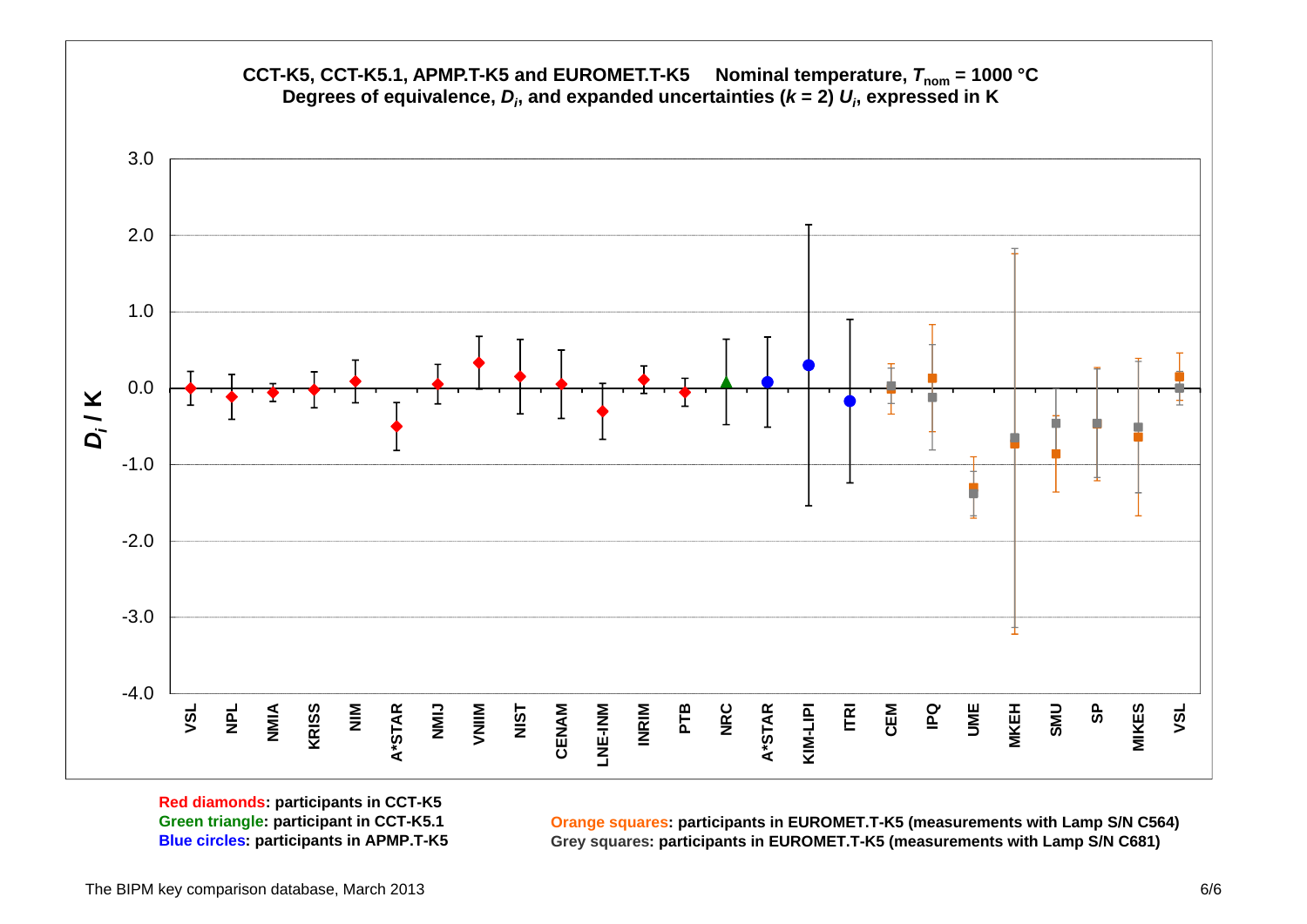CCT-K5, CCT-K5.1, APMP.T-K5 and EUROMET.T-K5  Nominal temperature, $T_{nom}$ = 1000 °C
Degrees of equivalence, $D_i$, and expanded uncertainties ($k$ = 2) $U_i$, expressed in K

$D_i$ / K

3.0
2.0
1.0
0.0
-1.0
-2.0
-3.0
-4.0

VSL
NPL
NMIA
KRISS
NIM
A*STAR
NMIJ
VNIIM
NIST
CENAM
LNE-INM
INRIM
PTB
NRC
A*STAR
KIM-LIPI
ITRI
CEM
IPQ
UME
MKEH
SMU
SP
MIKES
VSL

**Red diamonds: participants in CCT-K5**
**Green triangle: participant in CCT-K5.1**
**Blue circles: participants in APMP.T-K5**

**Orange squares: participants in EUROMET.T-K5 (measurements with Lamp S/N C564)**
**Grey squares: participants in EUROMET.T-K5 (measurements with Lamp S/N C681)**

The BIPM key comparison database, March 2013